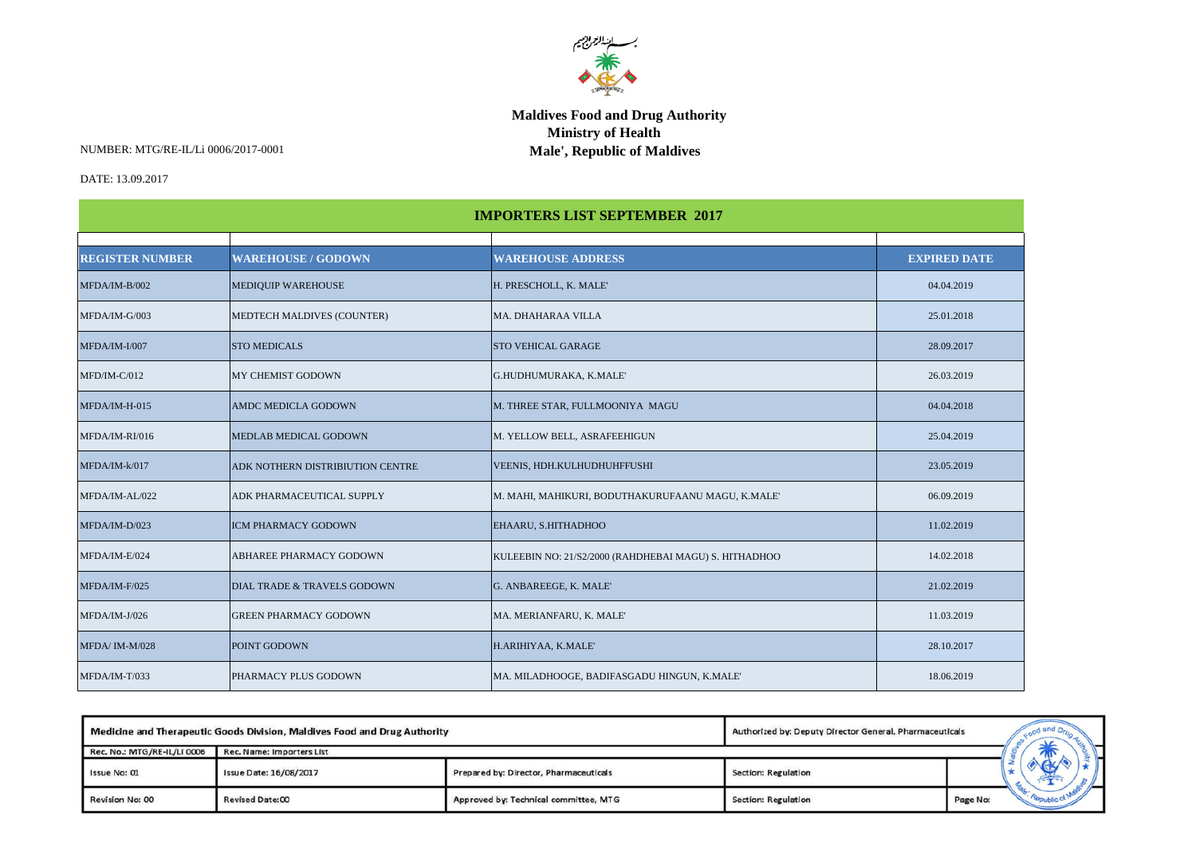**Maldives Food and Drug Authority**
**Ministry of Health**
**Male', Republic of Maldives**

NUMBER: MTG/RE-IL/Li 0006/2017-0001

DATE: 13.09.2017

## IMPORTERS LIST SEPTEMBER 2017

| REGISTER NUMBER | WAREHOUSE / GODOWN | WAREHOUSE ADDRESS | EXPIRED DATE |
|---|---|---|---|
| MFDA/IM-B/002 | MEDIQUIP WAREHOUSE | H. PRESCHOLL, K. MALE' | 04.04.2019 |
| MFDA/IM-G/003 | MEDTECH MALDIVES (COUNTER) | MA. DHAHARAA VILLA | 25.01.2018 |
| MFDA/IM-I/007 | STO MEDICALS | STO VEHICAL GARAGE | 28.09.2017 |
| MFD/IM-C/012 | MY CHEMIST GODOWN | G.HUDHUMURAKA, K.MALE' | 26.03.2019 |
| MFDA/IM-H-015 | AMDC MEDICLA GODOWN | M. THREE STAR, FULLMOONIYA MAGU | 04.04.2018 |
| MFDA/IM-RI/016 | MEDLAB MEDICAL GODOWN | M. YELLOW BELL, ASRAFEEHIGUN | 25.04.2019 |
| MFDA/IM-k/017 | ADK NOTHERN DISTRIBIUTION CENTRE | VEENIS, HDH.KULHUDHUHFFUSHI | 23.05.2019 |
| MFDA/IM-AL/022 | ADK PHARMACEUTICAL SUPPLY | M. MAHI, MAHIKURI, BODUTHAKURUFAANU MAGU, K.MALE' | 06.09.2019 |
| MFDA/IM-D/023 | ICM PHARMACY GODOWN | EHAARU, S.HITHADHOO | 11.02.2019 |
| MFDA/IM-E/024 | ABHAREE PHARMACY GODOWN | KULEEBIN NO: 21/S2/2000 (RAHDHEBAI MAGU) S. HITHADHOO | 14.02.2018 |
| MFDA/IM-F/025 | DIAL TRADE & TRAVELS GODOWN | G. ANBAREEGE, K. MALE' | 21.02.2019 |
| MFDA/IM-J/026 | GREEN PHARMACY GODOWN | MA. MERIANFARU, K. MALE' | 11.03.2019 |
| MFDA/ IM-M/028 | POINT GODOWN | H.ARIHIYAA, K.MALE' | 28.10.2017 |
| MFDA/IM-T/033 | PHARMACY PLUS GODOWN | MA. MILADHOOGE, BADIFASGADU HINGUN, K.MALE' | 18.06.2019 |

| Medicine and Therapeutic Goods Division, Maldives Food and Drug Authority | | | Authorized by: Deputy Director General, Pharmaceuticals | |
|---|---|---|---|---|
| Rec. No.: MTG/RE-IL/LI 0006 | Rec. Name: Importers List | | | |
| Issue No: 01 | Issue Date: 16/08/2017 | Prepared by: Director, Pharmaceuticals | Section: Regulation | |
| Revision No: 00 | Revised Date:00 | Approved by: Technical committee, MTG | Section: Regulation | Page No: |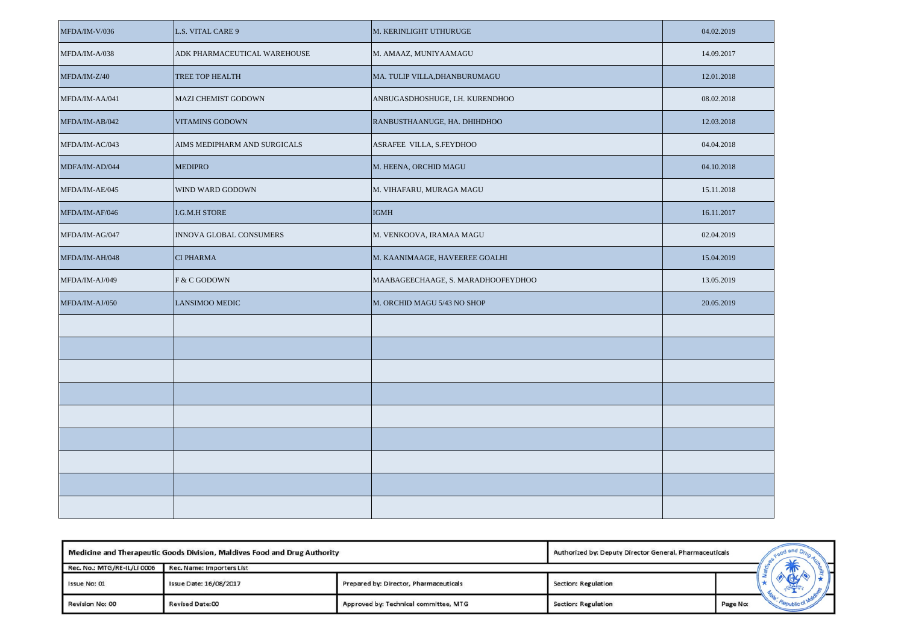| | | | |
|---|---|---|---|
| MFDA/IM-V/036 | L.S. VITAL CARE 9 | M. KERINLIGHT UTHURUGE | 04.02.2019 |
| MFDA/IM-A/038 | ADK PHARMACEUTICAL WAREHOUSE | M. AMAAZ, MUNIYAAMAGU | 14.09.2017 |
| MFDA/IM-Z/40 | TREE TOP HEALTH | MA. TULIP VILLA,DHANBURUMAGU | 12.01.2018 |
| MFDA/IM-AA/041 | MAZI CHEMIST GODOWN | ANBUGASDHOSHUGE, LH. KURENDHOO | 08.02.2018 |
| MFDA/IM-AB/042 | VITAMINS GODOWN | RANBUSTHAANUGE, HA. DHIHDHOO | 12.03.2018 |
| MFDA/IM-AC/043 | AIMS MEDIPHARM AND SURGICALS | ASRAFEE VILLA, S.FEYDHOO | 04.04.2018 |
| MDFA/IM-AD/044 | MEDIPRO | M. HEENA, ORCHID MAGU | 04.10.2018 |
| MFDA/IM-AE/045 | WIND WARD GODOWN | M. VIHAFARU, MURAGA MAGU | 15.11.2018 |
| MFDA/IM-AF/046 | I.G.M.H STORE | IGMH | 16.11.2017 |
| MFDA/IM-AG/047 | INNOVA GLOBAL CONSUMERS | M. VENKOOVA, IRAMAA MAGU | 02.04.2019 |
| MFDA/IM-AH/048 | CI PHARMA | M. KAANIMAAGE, HAVEEREE GOALHI | 15.04.2019 |
| MFDA/IM-AJ/049 | F & C GODOWN | MAABAGEECHAAGE, S. MARADHOOFEYDHOO | 13.05.2019 |
| MFDA/IM-AJ/050 | LANSIMOO MEDIC | M. ORCHID MAGU 5/43 NO SHOP | 20.05.2019 |
| | | | |
| | | | |
| | | | |
| | | | |
| | | | |
| | | | |
| | | | |
| | | | |
| | | | |